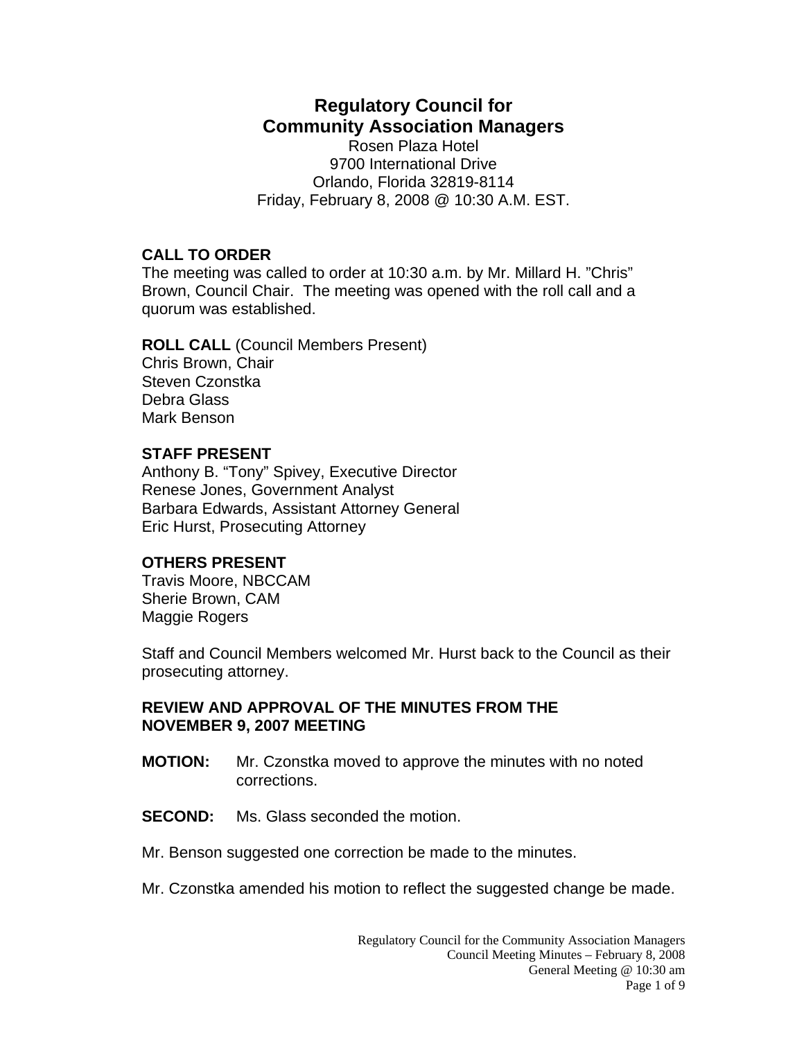# Regulatory Council for Community Association Managers

Rosen Plaza Hotel
9700 International Drive
Orlando, Florida 32819-8114
Friday, February 8, 2008 @ 10:30 A.M. EST.

**CALL TO ORDER**
The meeting was called to order at 10:30 a.m. by Mr. Millard H. "Chris" Brown, Council Chair. The meeting was opened with the roll call and a quorum was established.

**ROLL CALL** (Council Members Present)
Chris Brown, Chair
Steven Czonstka
Debra Glass
Mark Benson

**STAFF PRESENT**
Anthony B. "Tony" Spivey, Executive Director
Renese Jones, Government Analyst
Barbara Edwards, Assistant Attorney General
Eric Hurst, Prosecuting Attorney

**OTHERS PRESENT**
Travis Moore, NBCCAM
Sherie Brown, CAM
Maggie Rogers

Staff and Council Members welcomed Mr. Hurst back to the Council as their prosecuting attorney.

**REVIEW AND APPROVAL OF THE MINUTES FROM THE NOVEMBER 9, 2007 MEETING**

**MOTION:** Mr. Czonstka moved to approve the minutes with no noted corrections.

**SECOND:** Ms. Glass seconded the motion.

Mr. Benson suggested one correction be made to the minutes.

Mr. Czonstka amended his motion to reflect the suggested change be made.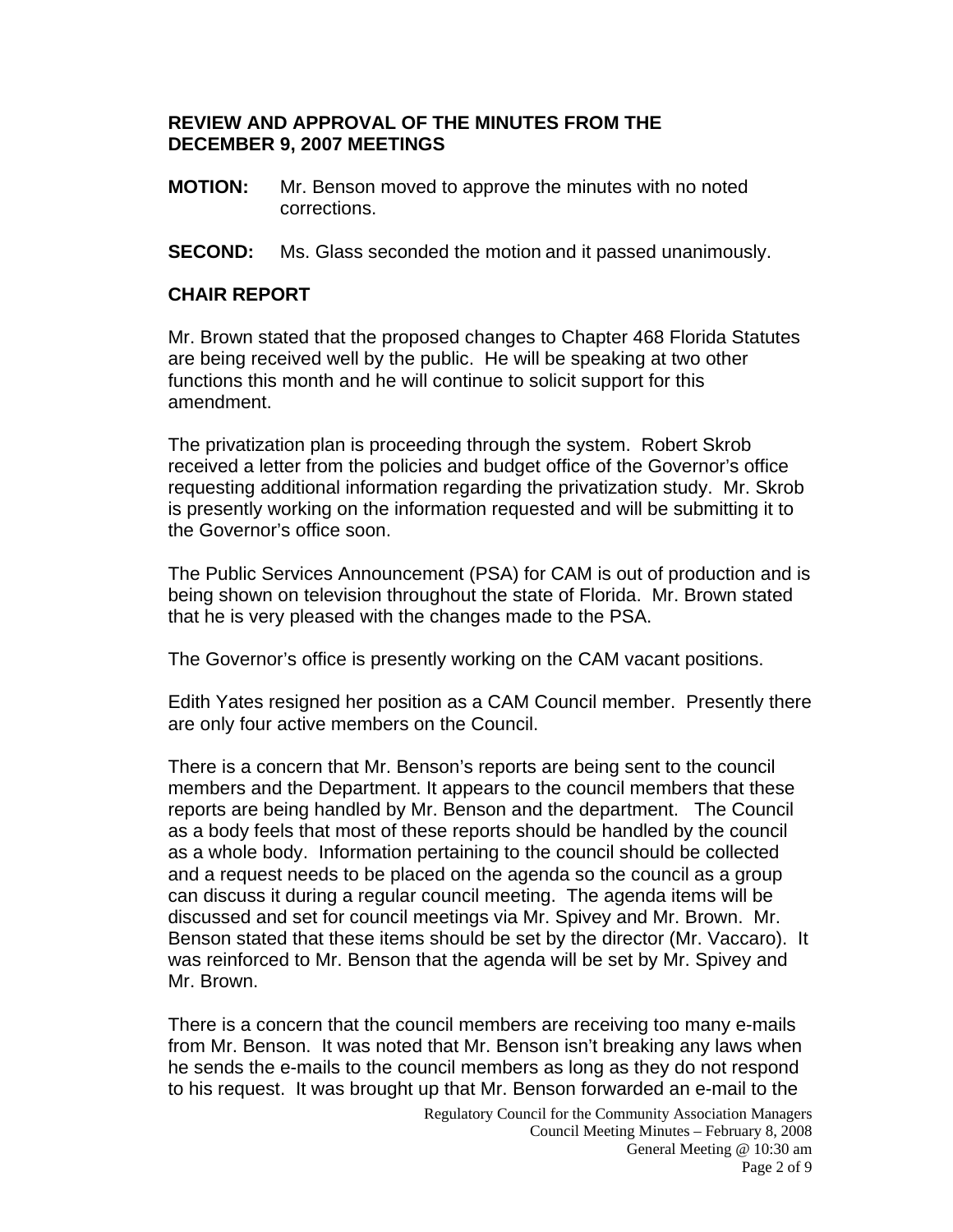## REVIEW AND APPROVAL OF THE MINUTES FROM THE DECEMBER 9, 2007 MEETINGS

**MOTION:** Mr. Benson moved to approve the minutes with no noted corrections.

**SECOND:** Ms. Glass seconded the motion and it passed unanimously.

## CHAIR REPORT

Mr. Brown stated that the proposed changes to Chapter 468 Florida Statutes are being received well by the public. He will be speaking at two other functions this month and he will continue to solicit support for this amendment.

The privatization plan is proceeding through the system. Robert Skrob received a letter from the policies and budget office of the Governor's office requesting additional information regarding the privatization study. Mr. Skrob is presently working on the information requested and will be submitting it to the Governor's office soon.

The Public Services Announcement (PSA) for CAM is out of production and is being shown on television throughout the state of Florida. Mr. Brown stated that he is very pleased with the changes made to the PSA.

The Governor's office is presently working on the CAM vacant positions.

Edith Yates resigned her position as a CAM Council member. Presently there are only four active members on the Council.

There is a concern that Mr. Benson's reports are being sent to the council members and the Department. It appears to the council members that these reports are being handled by Mr. Benson and the department. The Council as a body feels that most of these reports should be handled by the council as a whole body. Information pertaining to the council should be collected and a request needs to be placed on the agenda so the council as a group can discuss it during a regular council meeting. The agenda items will be discussed and set for council meetings via Mr. Spivey and Mr. Brown. Mr. Benson stated that these items should be set by the director (Mr. Vaccaro). It was reinforced to Mr. Benson that the agenda will be set by Mr. Spivey and Mr. Brown.

There is a concern that the council members are receiving too many e-mails from Mr. Benson. It was noted that Mr. Benson isn't breaking any laws when he sends the e-mails to the council members as long as they do not respond to his request. It was brought up that Mr. Benson forwarded an e-mail to the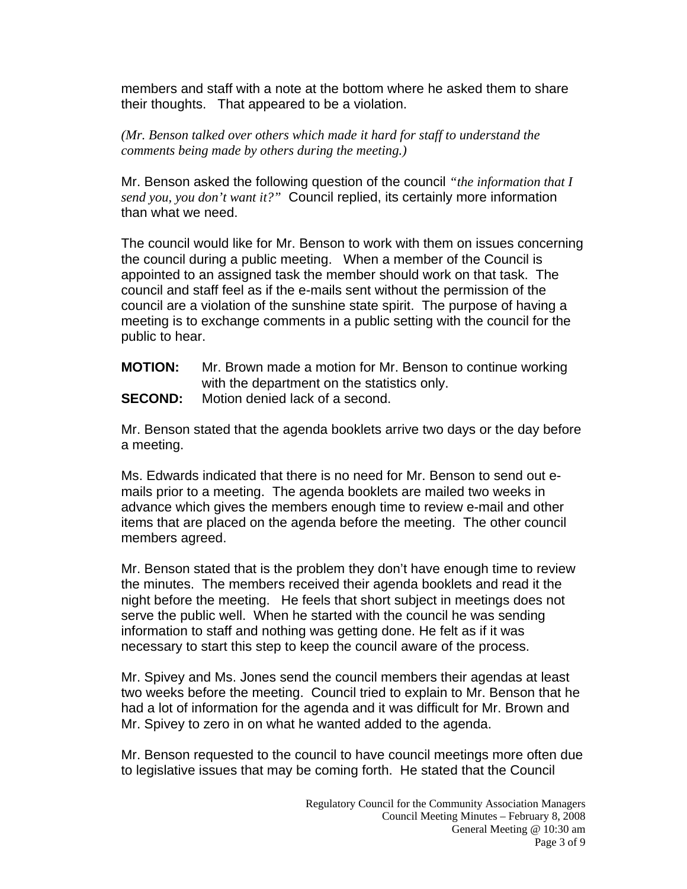members and staff with a note at the bottom where he asked them to share their thoughts. That appeared to be a violation.

*(Mr. Benson talked over others which made it hard for staff to understand the comments being made by others during the meeting.)*

Mr. Benson asked the following question of the council *"the information that I send you, you don't want it?"* Council replied, its certainly more information than what we need.

The council would like for Mr. Benson to work with them on issues concerning the council during a public meeting. When a member of the Council is appointed to an assigned task the member should work on that task. The council and staff feel as if the e-mails sent without the permission of the council are a violation of the sunshine state spirit. The purpose of having a meeting is to exchange comments in a public setting with the council for the public to hear.

**MOTION:** Mr. Brown made a motion for Mr. Benson to continue working with the department on the statistics only.
**SECOND:** Motion denied lack of a second.

Mr. Benson stated that the agenda booklets arrive two days or the day before a meeting.

Ms. Edwards indicated that there is no need for Mr. Benson to send out e-mails prior to a meeting. The agenda booklets are mailed two weeks in advance which gives the members enough time to review e-mail and other items that are placed on the agenda before the meeting. The other council members agreed.

Mr. Benson stated that is the problem they don't have enough time to review the minutes. The members received their agenda booklets and read it the night before the meeting. He feels that short subject in meetings does not serve the public well. When he started with the council he was sending information to staff and nothing was getting done. He felt as if it was necessary to start this step to keep the council aware of the process.

Mr. Spivey and Ms. Jones send the council members their agendas at least two weeks before the meeting. Council tried to explain to Mr. Benson that he had a lot of information for the agenda and it was difficult for Mr. Brown and Mr. Spivey to zero in on what he wanted added to the agenda.

Mr. Benson requested to the council to have council meetings more often due to legislative issues that may be coming forth. He stated that the Council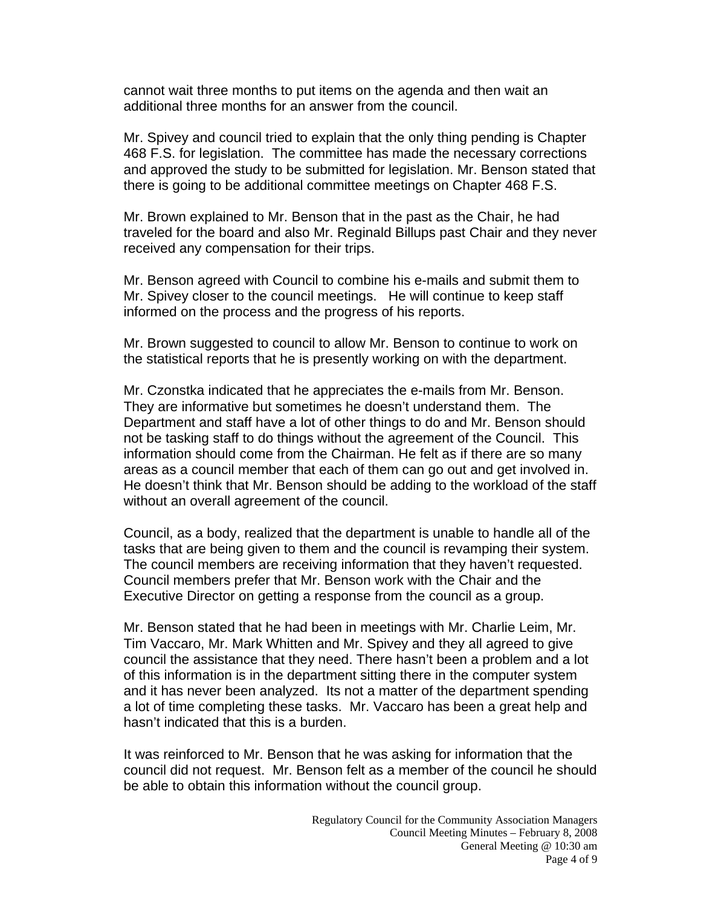cannot wait three months to put items on the agenda and then wait an additional three months for an answer from the council.

Mr. Spivey and council tried to explain that the only thing pending is Chapter 468 F.S. for legislation. The committee has made the necessary corrections and approved the study to be submitted for legislation. Mr. Benson stated that there is going to be additional committee meetings on Chapter 468 F.S.

Mr. Brown explained to Mr. Benson that in the past as the Chair, he had traveled for the board and also Mr. Reginald Billups past Chair and they never received any compensation for their trips.

Mr. Benson agreed with Council to combine his e-mails and submit them to Mr. Spivey closer to the council meetings. He will continue to keep staff informed on the process and the progress of his reports.

Mr. Brown suggested to council to allow Mr. Benson to continue to work on the statistical reports that he is presently working on with the department.

Mr. Czonstka indicated that he appreciates the e-mails from Mr. Benson. They are informative but sometimes he doesn't understand them. The Department and staff have a lot of other things to do and Mr. Benson should not be tasking staff to do things without the agreement of the Council. This information should come from the Chairman. He felt as if there are so many areas as a council member that each of them can go out and get involved in. He doesn't think that Mr. Benson should be adding to the workload of the staff without an overall agreement of the council.

Council, as a body, realized that the department is unable to handle all of the tasks that are being given to them and the council is revamping their system. The council members are receiving information that they haven't requested. Council members prefer that Mr. Benson work with the Chair and the Executive Director on getting a response from the council as a group.

Mr. Benson stated that he had been in meetings with Mr. Charlie Leim, Mr. Tim Vaccaro, Mr. Mark Whitten and Mr. Spivey and they all agreed to give council the assistance that they need. There hasn't been a problem and a lot of this information is in the department sitting there in the computer system and it has never been analyzed. Its not a matter of the department spending a lot of time completing these tasks. Mr. Vaccaro has been a great help and hasn't indicated that this is a burden.

It was reinforced to Mr. Benson that he was asking for information that the council did not request. Mr. Benson felt as a member of the council he should be able to obtain this information without the council group.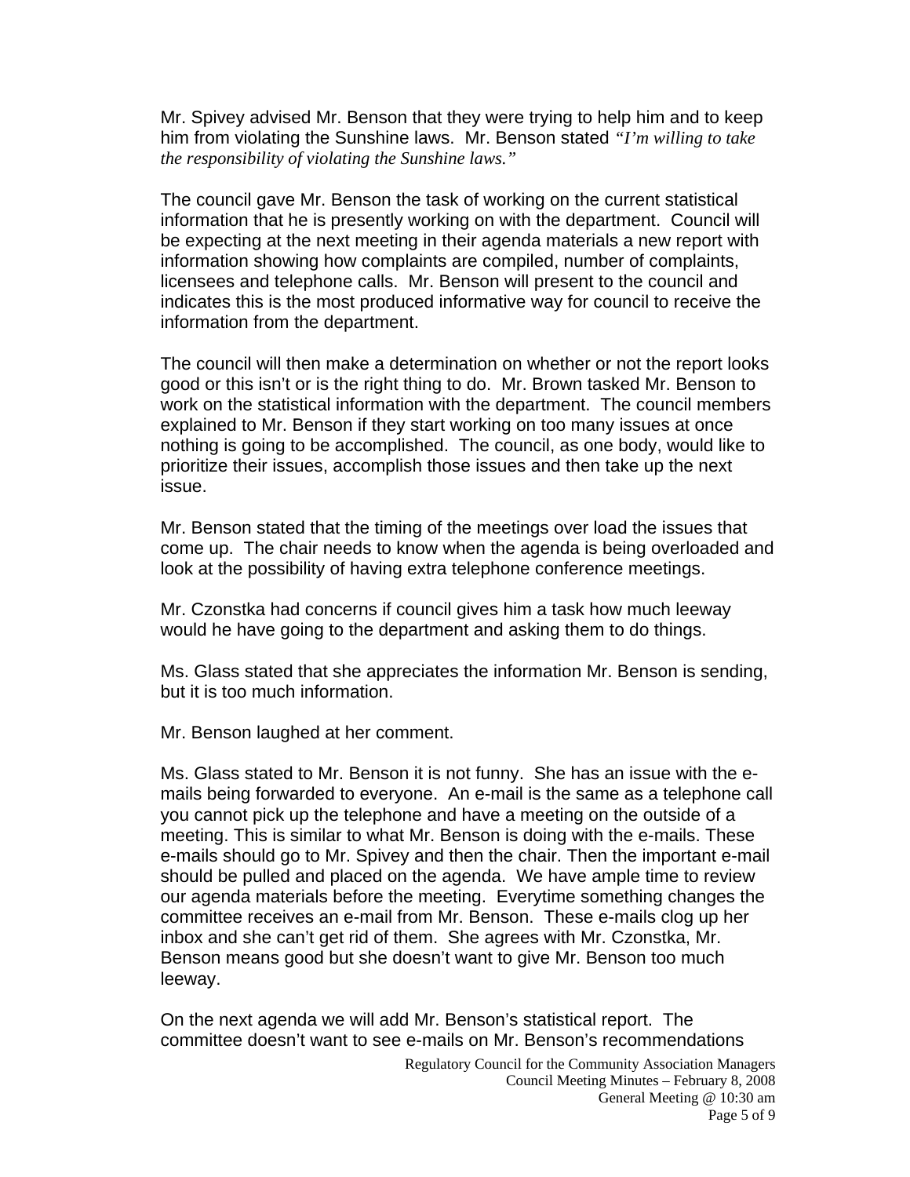Mr. Spivey advised Mr. Benson that they were trying to help him and to keep him from violating the Sunshine laws. Mr. Benson stated *"I'm willing to take the responsibility of violating the Sunshine laws."*

The council gave Mr. Benson the task of working on the current statistical information that he is presently working on with the department. Council will be expecting at the next meeting in their agenda materials a new report with information showing how complaints are compiled, number of complaints, licensees and telephone calls. Mr. Benson will present to the council and indicates this is the most produced informative way for council to receive the information from the department.

The council will then make a determination on whether or not the report looks good or this isn't or is the right thing to do. Mr. Brown tasked Mr. Benson to work on the statistical information with the department. The council members explained to Mr. Benson if they start working on too many issues at once nothing is going to be accomplished. The council, as one body, would like to prioritize their issues, accomplish those issues and then take up the next issue.

Mr. Benson stated that the timing of the meetings over load the issues that come up. The chair needs to know when the agenda is being overloaded and look at the possibility of having extra telephone conference meetings.

Mr. Czonstka had concerns if council gives him a task how much leeway would he have going to the department and asking them to do things.

Ms. Glass stated that she appreciates the information Mr. Benson is sending, but it is too much information.

Mr. Benson laughed at her comment.

Ms. Glass stated to Mr. Benson it is not funny. She has an issue with the e-mails being forwarded to everyone. An e-mail is the same as a telephone call you cannot pick up the telephone and have a meeting on the outside of a meeting. This is similar to what Mr. Benson is doing with the e-mails. These e-mails should go to Mr. Spivey and then the chair. Then the important e-mail should be pulled and placed on the agenda. We have ample time to review our agenda materials before the meeting. Everytime something changes the committee receives an e-mail from Mr. Benson. These e-mails clog up her inbox and she can't get rid of them. She agrees with Mr. Czonstka, Mr. Benson means good but she doesn't want to give Mr. Benson too much leeway.

On the next agenda we will add Mr. Benson's statistical report. The committee doesn't want to see e-mails on Mr. Benson's recommendations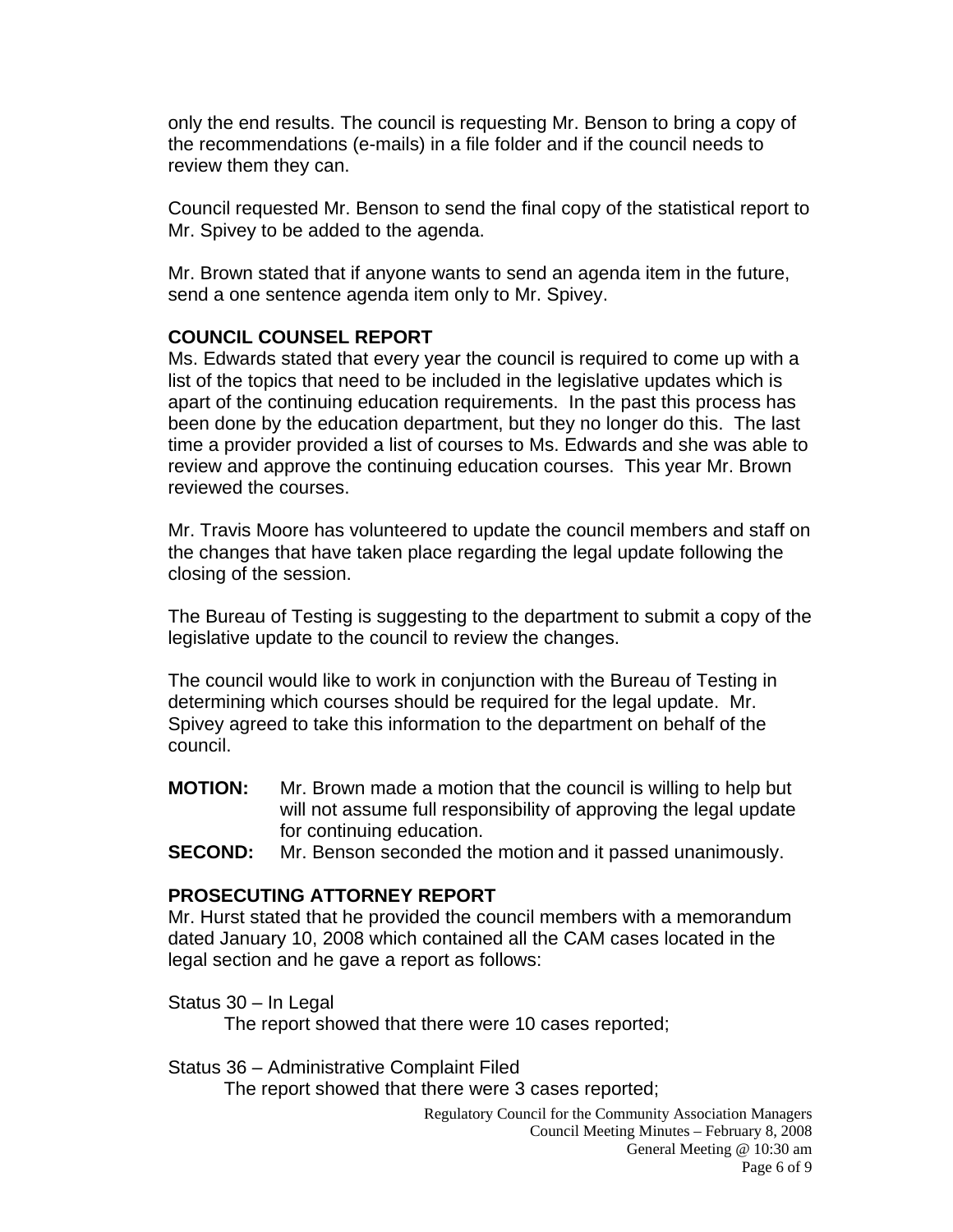only the end results. The council is requesting Mr. Benson to bring a copy of the recommendations (e-mails) in a file folder and if the council needs to review them they can.

Council requested Mr. Benson to send the final copy of the statistical report to Mr. Spivey to be added to the agenda.

Mr. Brown stated that if anyone wants to send an agenda item in the future, send a one sentence agenda item only to Mr. Spivey.

## COUNCIL COUNSEL REPORT

Ms. Edwards stated that every year the council is required to come up with a list of the topics that need to be included in the legislative updates which is apart of the continuing education requirements. In the past this process has been done by the education department, but they no longer do this. The last time a provider provided a list of courses to Ms. Edwards and she was able to review and approve the continuing education courses. This year Mr. Brown reviewed the courses.

Mr. Travis Moore has volunteered to update the council members and staff on the changes that have taken place regarding the legal update following the closing of the session.

The Bureau of Testing is suggesting to the department to submit a copy of the legislative update to the council to review the changes.

The council would like to work in conjunction with the Bureau of Testing in determining which courses should be required for the legal update. Mr. Spivey agreed to take this information to the department on behalf of the council.

**MOTION:** Mr. Brown made a motion that the council is willing to help but will not assume full responsibility of approving the legal update for continuing education.

**SECOND:** Mr. Benson seconded the motion and it passed unanimously.

## PROSECUTING ATTORNEY REPORT

Mr. Hurst stated that he provided the council members with a memorandum dated January 10, 2008 which contained all the CAM cases located in the legal section and he gave a report as follows:

Status 30 – In Legal

The report showed that there were 10 cases reported;

Status 36 – Administrative Complaint Filed

The report showed that there were 3 cases reported;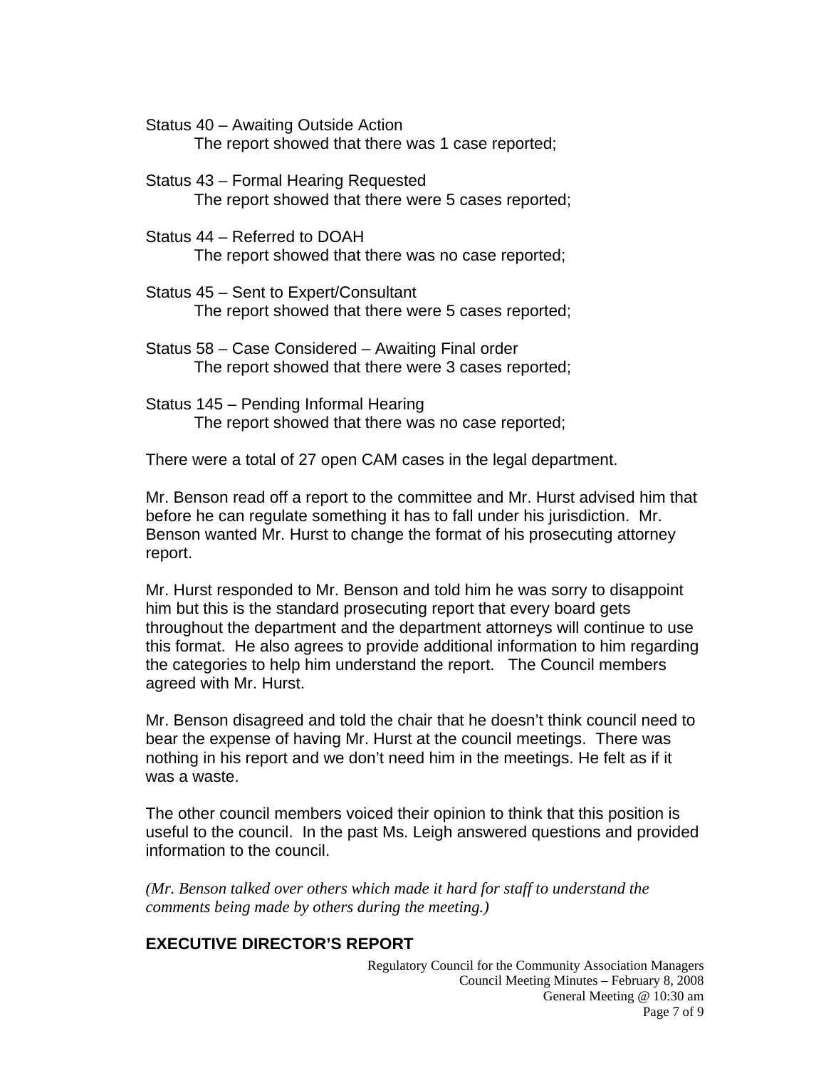Status 40 – Awaiting Outside Action
The report showed that there was 1 case reported;

Status 43 – Formal Hearing Requested
The report showed that there were 5 cases reported;

Status 44 – Referred to DOAH
The report showed that there was no case reported;

Status 45 – Sent to Expert/Consultant
The report showed that there were 5 cases reported;

Status 58 – Case Considered – Awaiting Final order
The report showed that there were 3 cases reported;

Status 145 – Pending Informal Hearing
The report showed that there was no case reported;

There were a total of 27 open CAM cases in the legal department.

Mr. Benson read off a report to the committee and Mr. Hurst advised him that before he can regulate something it has to fall under his jurisdiction. Mr. Benson wanted Mr. Hurst to change the format of his prosecuting attorney report.

Mr. Hurst responded to Mr. Benson and told him he was sorry to disappoint him but this is the standard prosecuting report that every board gets throughout the department and the department attorneys will continue to use this format. He also agrees to provide additional information to him regarding the categories to help him understand the report. The Council members agreed with Mr. Hurst.

Mr. Benson disagreed and told the chair that he doesn't think council need to bear the expense of having Mr. Hurst at the council meetings. There was nothing in his report and we don't need him in the meetings. He felt as if it was a waste.

The other council members voiced their opinion to think that this position is useful to the council. In the past Ms. Leigh answered questions and provided information to the council.

*(Mr. Benson talked over others which made it hard for staff to understand the comments being made by others during the meeting.)*

## EXECUTIVE DIRECTOR'S REPORT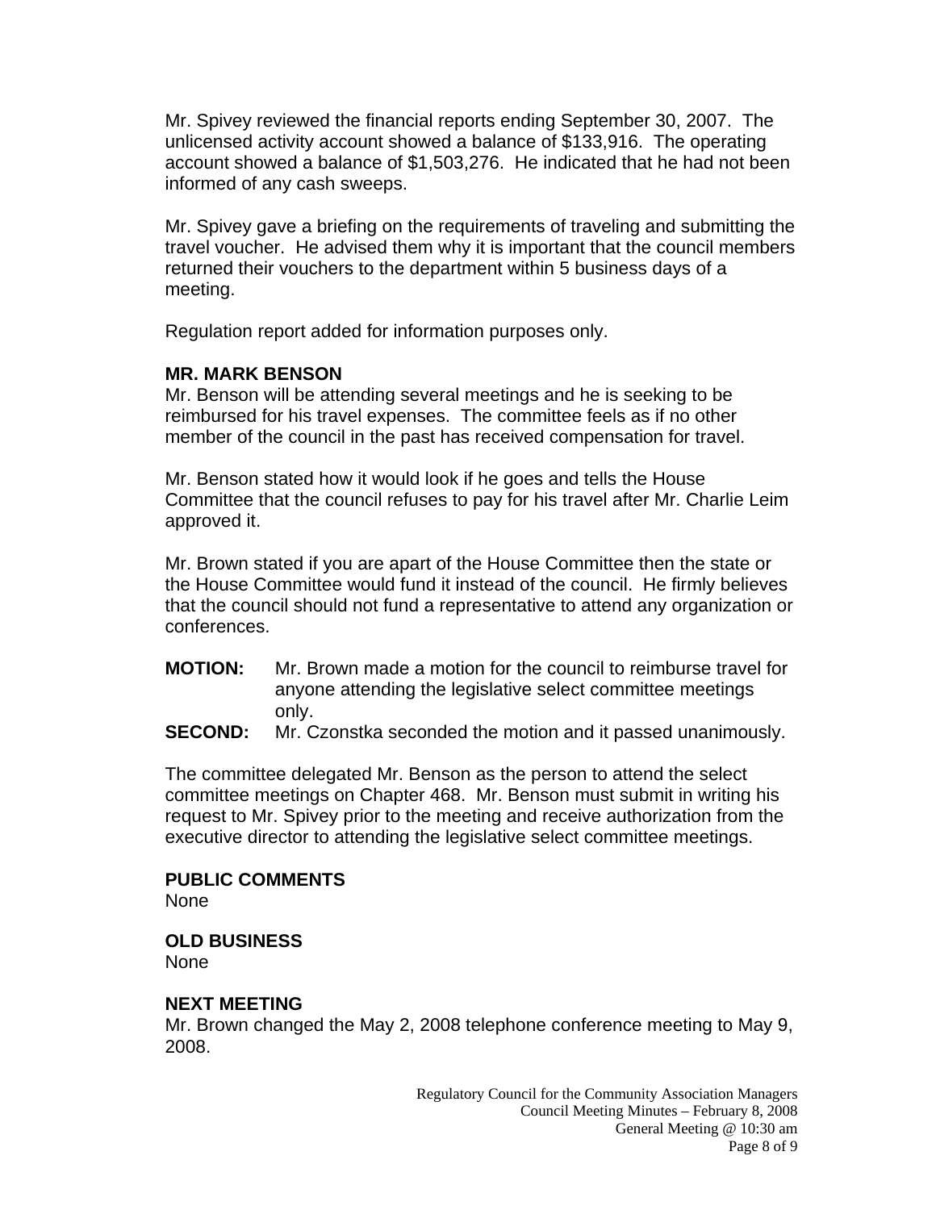Mr. Spivey reviewed the financial reports ending September 30, 2007. The unlicensed activity account showed a balance of $133,916. The operating account showed a balance of $1,503,276. He indicated that he had not been informed of any cash sweeps.

Mr. Spivey gave a briefing on the requirements of traveling and submitting the travel voucher. He advised them why it is important that the council members returned their vouchers to the department within 5 business days of a meeting.

Regulation report added for information purposes only.

**MR. MARK BENSON**

Mr. Benson will be attending several meetings and he is seeking to be reimbursed for his travel expenses. The committee feels as if no other member of the council in the past has received compensation for travel.

Mr. Benson stated how it would look if he goes and tells the House Committee that the council refuses to pay for his travel after Mr. Charlie Leim approved it.

Mr. Brown stated if you are apart of the House Committee then the state or the House Committee would fund it instead of the council. He firmly believes that the council should not fund a representative to attend any organization or conferences.

**MOTION:** Mr. Brown made a motion for the council to reimburse travel for anyone attending the legislative select committee meetings only.

**SECOND:** Mr. Czonstka seconded the motion and it passed unanimously.

The committee delegated Mr. Benson as the person to attend the select committee meetings on Chapter 468. Mr. Benson must submit in writing his request to Mr. Spivey prior to the meeting and receive authorization from the executive director to attending the legislative select committee meetings.

**PUBLIC COMMENTS**

None

**OLD BUSINESS**

None

**NEXT MEETING**

Mr. Brown changed the May 2, 2008 telephone conference meeting to May 9, 2008.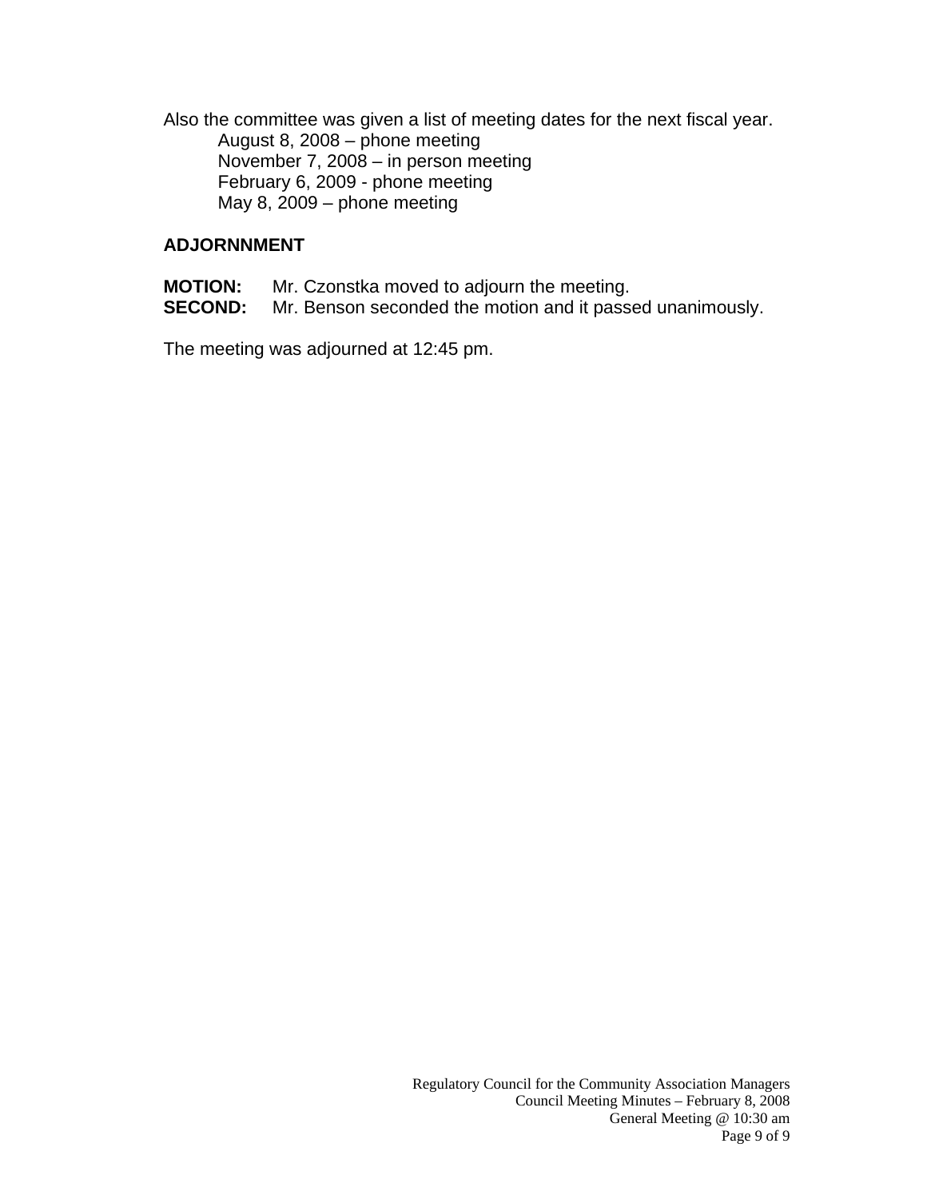Also the committee was given a list of meeting dates for the next fiscal year.

- August 8, 2008 – phone meeting
- November 7, 2008 – in person meeting
- February 6, 2009 - phone meeting
- May 8, 2009 – phone meeting

## ADJORNNMENT

**MOTION:** Mr. Czonstka moved to adjourn the meeting.
**SECOND:** Mr. Benson seconded the motion and it passed unanimously.

The meeting was adjourned at 12:45 pm.